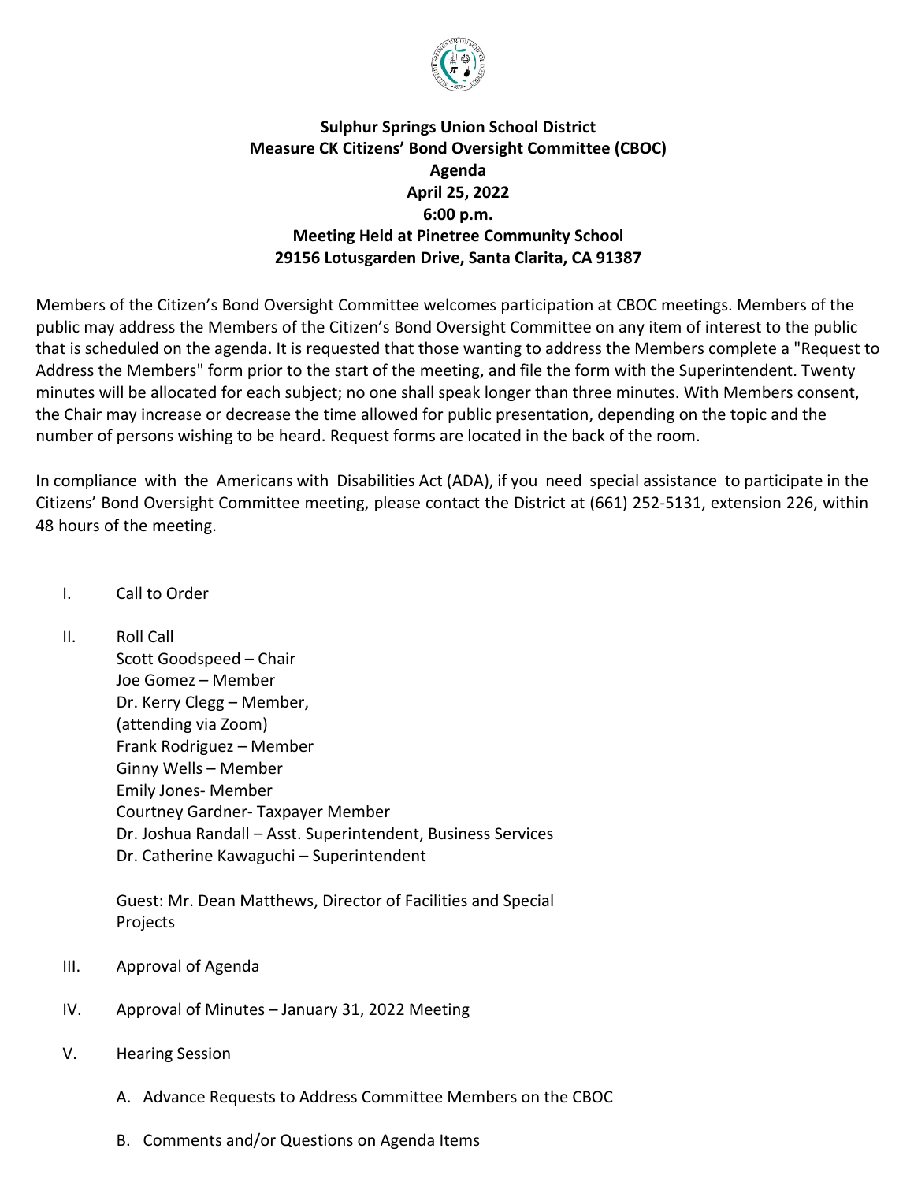**Sulphur Springs Union School District**
**Measure CK Citizens' Bond Oversight Committee (CBOC)**
**Agenda**
**April 25, 2022**
**6:00 p.m.**
**Meeting Held at Pinetree Community School**
**29156 Lotusgarden Drive, Santa Clarita, CA 91387**

Members of the Citizen's Bond Oversight Committee welcomes participation at CBOC meetings. Members of the public may address the Members of the Citizen's Bond Oversight Committee on any item of interest to the public that is scheduled on the agenda. It is requested that those wanting to address the Members complete a "Request to Address the Members" form prior to the start of the meeting, and file the form with the Superintendent. Twenty minutes will be allocated for each subject; no one shall speak longer than three minutes. With Members consent, the Chair may increase or decrease the time allowed for public presentation, depending on the topic and the number of persons wishing to be heard. Request forms are located in the back of the room.

In compliance with the Americans with Disabilities Act (ADA), if you need special assistance to participate in the Citizens' Bond Oversight Committee meeting, please contact the District at (661) 252-5131, extension 226, within 48 hours of the meeting.

I. Call to Order

II. Roll Call
Scott Goodspeed – Chair
Joe Gomez – Member
Dr. Kerry Clegg – Member,
(attending via Zoom)
Frank Rodriguez – Member
Ginny Wells – Member
Emily Jones- Member
Courtney Gardner- Taxpayer Member
Dr. Joshua Randall – Asst. Superintendent, Business Services
Dr. Catherine Kawaguchi – Superintendent

Guest: Mr. Dean Matthews, Director of Facilities and Special Projects

III. Approval of Agenda

IV. Approval of Minutes – January 31, 2022 Meeting

V. Hearing Session

A. Advance Requests to Address Committee Members on the CBOC

B. Comments and/or Questions on Agenda Items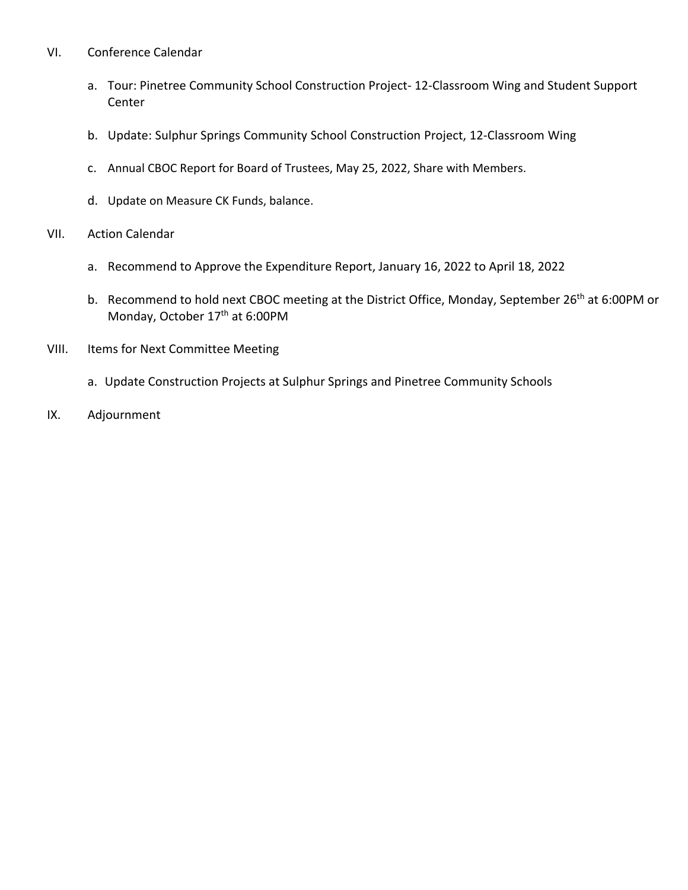VI. Conference Calendar

a. Tour: Pinetree Community School Construction Project- 12-Classroom Wing and Student Support Center

b. Update: Sulphur Springs Community School Construction Project, 12-Classroom Wing

c. Annual CBOC Report for Board of Trustees, May 25, 2022, Share with Members.

d. Update on Measure CK Funds, balance.

VII. Action Calendar

a. Recommend to Approve the Expenditure Report, January 16, 2022 to April 18, 2022

b. Recommend to hold next CBOC meeting at the District Office, Monday, September 26th at 6:00PM or Monday, October 17th at 6:00PM

VIII. Items for Next Committee Meeting

a. Update Construction Projects at Sulphur Springs and Pinetree Community Schools

IX. Adjournment